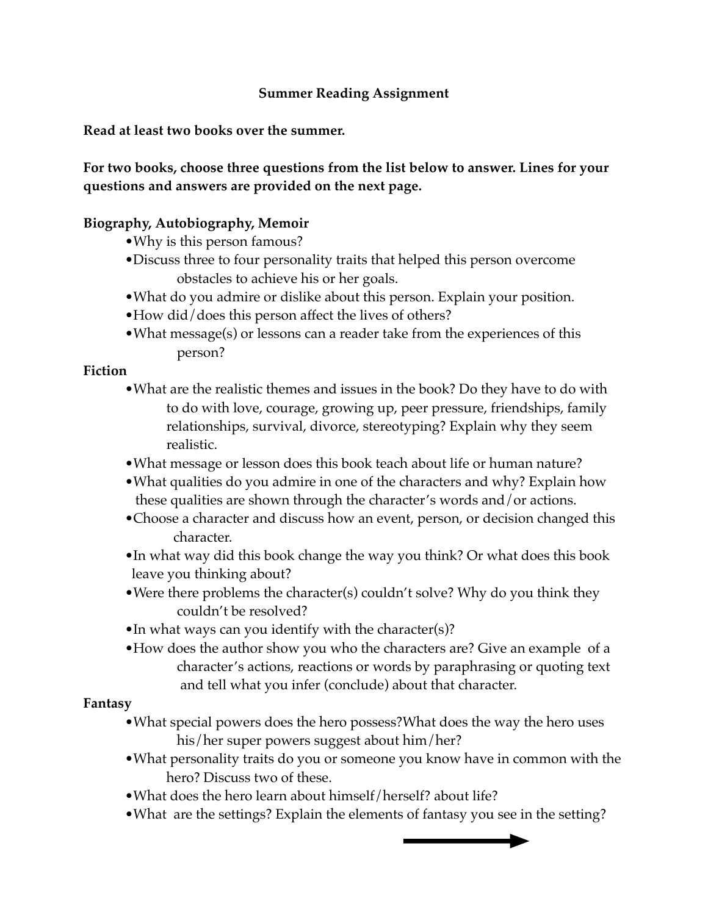**Summer Reading Assignment**

**Read at least two books over the summer.**

**For two books, choose three questions from the list below to answer. Lines for your questions and answers are provided on the next page.**

**Biography, Autobiography, Memoir**

- Why is this person famous?
- Discuss three to four personality traits that helped this person overcome obstacles to achieve his or her goals.
- What do you admire or dislike about this person. Explain your position.
- How did/does this person affect the lives of others?
- What message(s) or lessons can a reader take from the experiences of this person?

**Fiction**

- What are the realistic themes and issues in the book? Do they have to do with to do with love, courage, growing up, peer pressure, friendships, family relationships, survival, divorce, stereotyping? Explain why they seem realistic.
- What message or lesson does this book teach about life or human nature?
- What qualities do you admire in one of the characters and why? Explain how these qualities are shown through the character's words and/or actions.
- Choose a character and discuss how an event, person, or decision changed this character.
- In what way did this book change the way you think? Or what does this book leave you thinking about?
- Were there problems the character(s) couldn't solve? Why do you think they couldn't be resolved?
- In what ways can you identify with the character(s)?
- How does the author show you who the characters are? Give an example of a character's actions, reactions or words by paraphrasing or quoting text and tell what you infer (conclude) about that character.

**Fantasy**

- What special powers does the hero possess?What does the way the hero uses his/her super powers suggest about him/her?
- What personality traits do you or someone you know have in common with the hero? Discuss two of these.
- What does the hero learn about himself/herself? about life?
- What are the settings? Explain the elements of fantasy you see in the setting?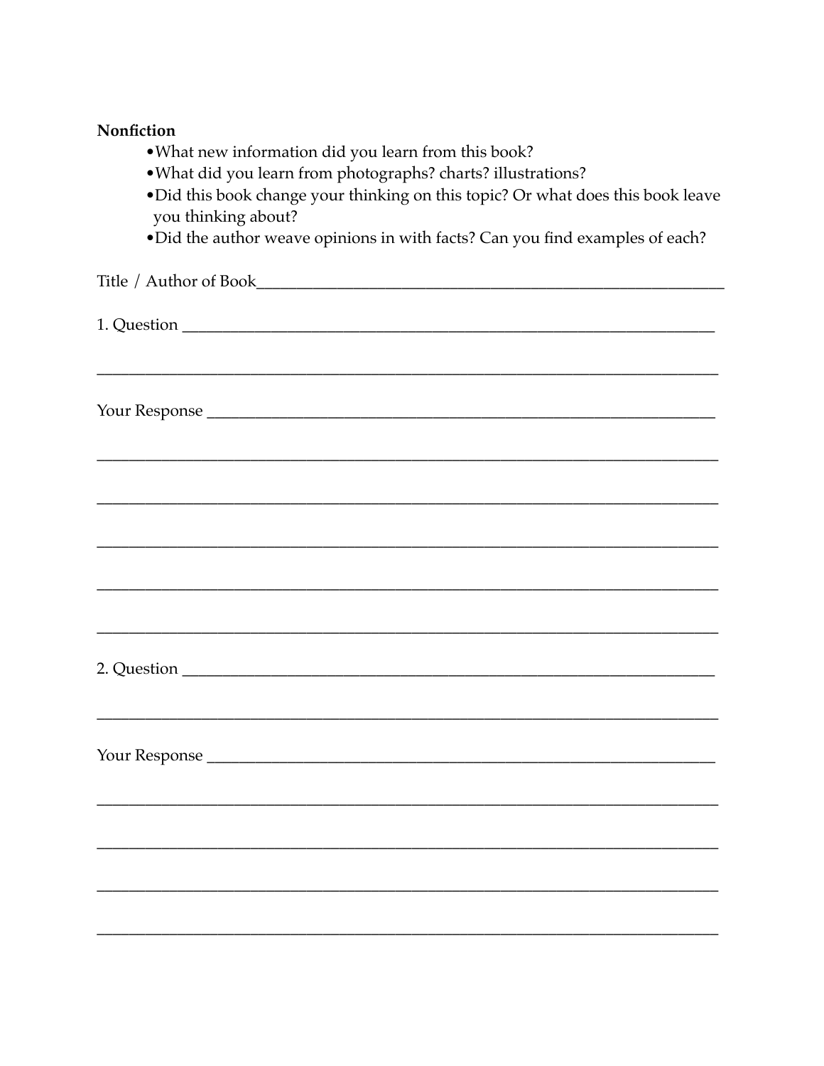**Nonfiction**

- What new information did you learn from this book?
- What did you learn from photographs? charts? illustrations?
- Did this book change your thinking on this topic? Or what does this book leave you thinking about?
- Did the author weave opinions in with facts? Can you find examples of each?

Title / Author of Book_______________________________________________________

1. Question ______________________________________________________________

_____________________________________________________________________

Your Response ___________________________________________________________

_____________________________________________________________________

_____________________________________________________________________

_____________________________________________________________________

_____________________________________________________________________

_____________________________________________________________________

2. Question ______________________________________________________________

_____________________________________________________________________

Your Response ___________________________________________________________

_____________________________________________________________________

_____________________________________________________________________

_____________________________________________________________________

_____________________________________________________________________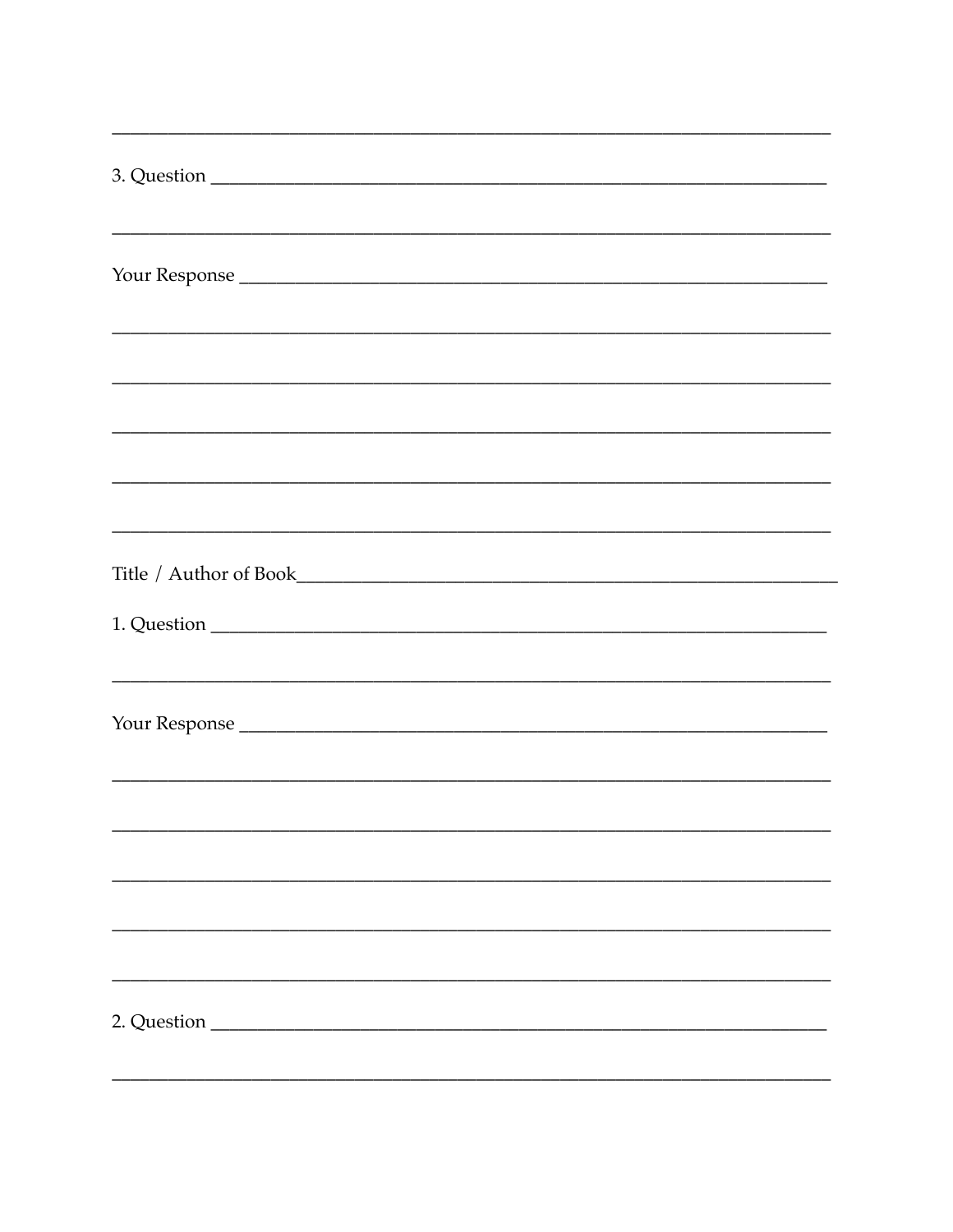______________________________________________________________________________

3. Question ________________________________________________________________

______________________________________________________________________________

Your Response ______________________________________________________________

______________________________________________________________________________

______________________________________________________________________________

______________________________________________________________________________

______________________________________________________________________________

______________________________________________________________________________

Title / Author of Book______________________________________________________

1. Question ________________________________________________________________

______________________________________________________________________________

Your Response ______________________________________________________________

______________________________________________________________________________

______________________________________________________________________________

______________________________________________________________________________

______________________________________________________________________________

______________________________________________________________________________

2. Question ________________________________________________________________

______________________________________________________________________________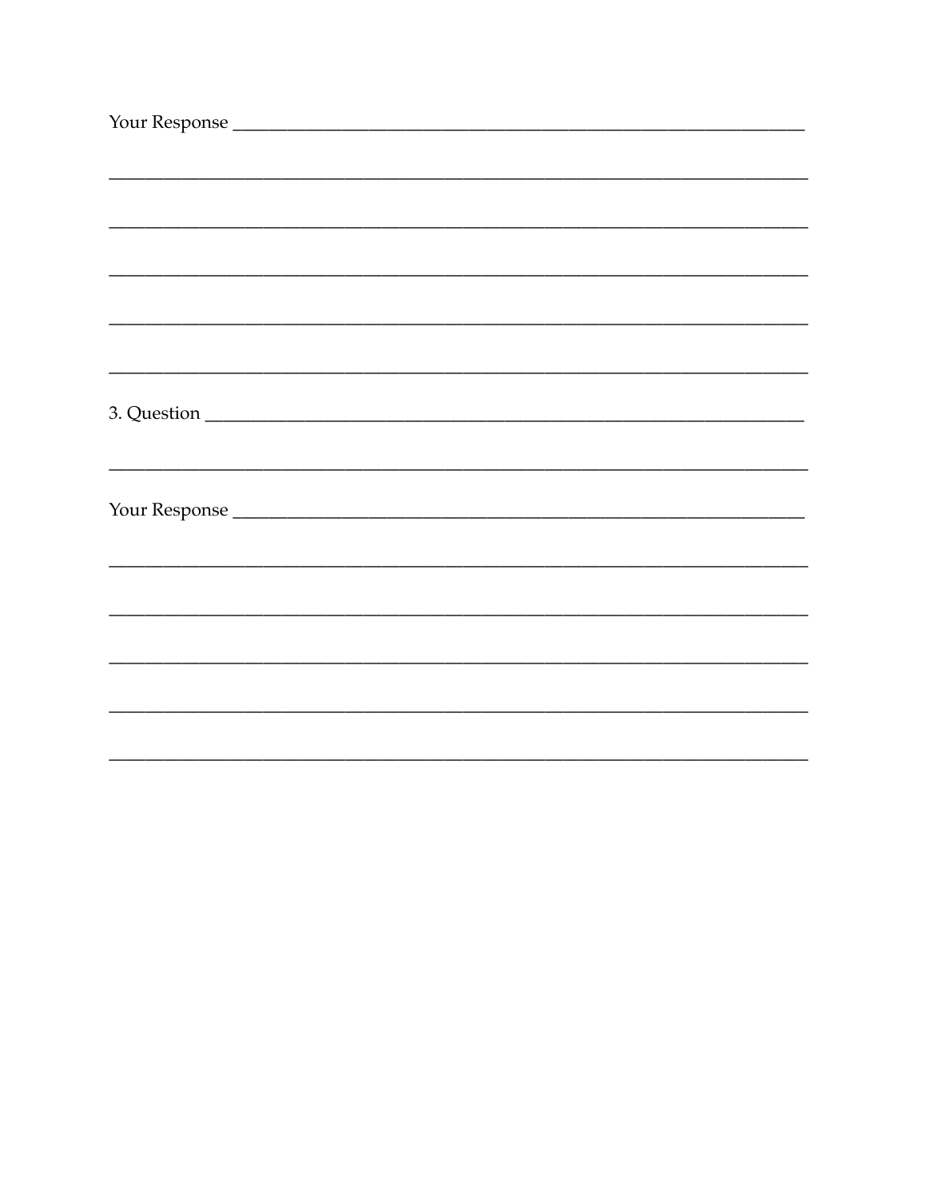Your Response ______________________________________________________________

________________________________________________________________________

________________________________________________________________________

________________________________________________________________________

________________________________________________________________________

________________________________________________________________________

3. Question ________________________________________________________________

________________________________________________________________________

Your Response ______________________________________________________________

________________________________________________________________________

________________________________________________________________________

________________________________________________________________________

________________________________________________________________________

________________________________________________________________________